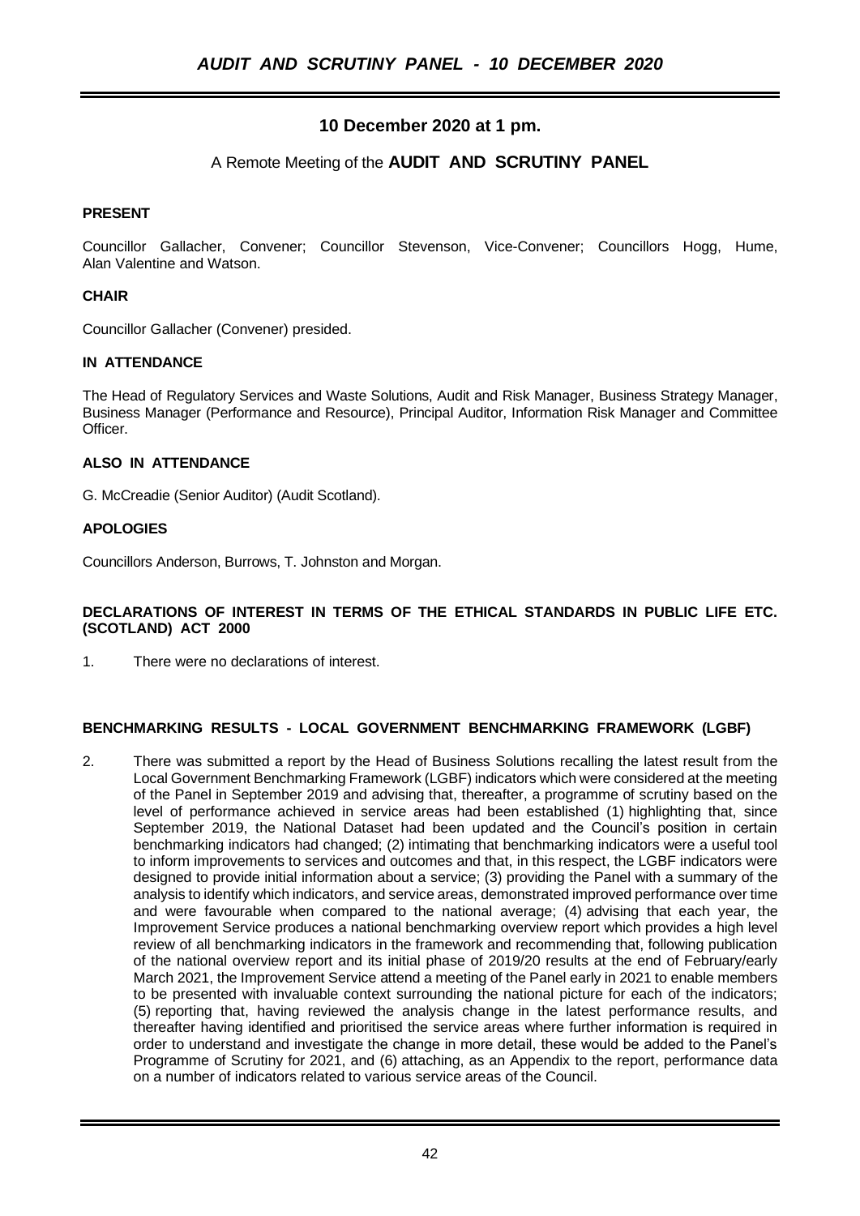# AUDIT AND SCRUTINY PANEL - 10 DECEMBER 2020

## 10 December 2020 at 1 pm.

A Remote Meeting of the **AUDIT AND SCRUTINY PANEL**

### PRESENT

Councillor Gallacher, Convener; Councillor Stevenson, Vice-Convener; Councillors Hogg, Hume, Alan Valentine and Watson.

### CHAIR

Councillor Gallacher (Convener) presided.

### IN ATTENDANCE

The Head of Regulatory Services and Waste Solutions, Audit and Risk Manager, Business Strategy Manager, Business Manager (Performance and Resource), Principal Auditor, Information Risk Manager and Committee Officer.

### ALSO IN ATTENDANCE

G. McCreadie (Senior Auditor) (Audit Scotland).

### APOLOGIES

Councillors Anderson, Burrows, T. Johnston and Morgan.

### DECLARATIONS OF INTEREST IN TERMS OF THE ETHICAL STANDARDS IN PUBLIC LIFE ETC. (SCOTLAND) ACT 2000

1. There were no declarations of interest.

### BENCHMARKING RESULTS - LOCAL GOVERNMENT BENCHMARKING FRAMEWORK (LGBF)

2. There was submitted a report by the Head of Business Solutions recalling the latest result from the Local Government Benchmarking Framework (LGBF) indicators which were considered at the meeting of the Panel in September 2019 and advising that, thereafter, a programme of scrutiny based on the level of performance achieved in service areas had been established (1) highlighting that, since September 2019, the National Dataset had been updated and the Council's position in certain benchmarking indicators had changed; (2) intimating that benchmarking indicators were a useful tool to inform improvements to services and outcomes and that, in this respect, the LGBF indicators were designed to provide initial information about a service; (3) providing the Panel with a summary of the analysis to identify which indicators, and service areas, demonstrated improved performance over time and were favourable when compared to the national average; (4) advising that each year, the Improvement Service produces a national benchmarking overview report which provides a high level review of all benchmarking indicators in the framework and recommending that, following publication of the national overview report and its initial phase of 2019/20 results at the end of February/early March 2021, the Improvement Service attend a meeting of the Panel early in 2021 to enable members to be presented with invaluable context surrounding the national picture for each of the indicators; (5) reporting that, having reviewed the analysis change in the latest performance results, and thereafter having identified and prioritised the service areas where further information is required in order to understand and investigate the change in more detail, these would be added to the Panel's Programme of Scrutiny for 2021, and (6) attaching, as an Appendix to the report, performance data on a number of indicators related to various service areas of the Council.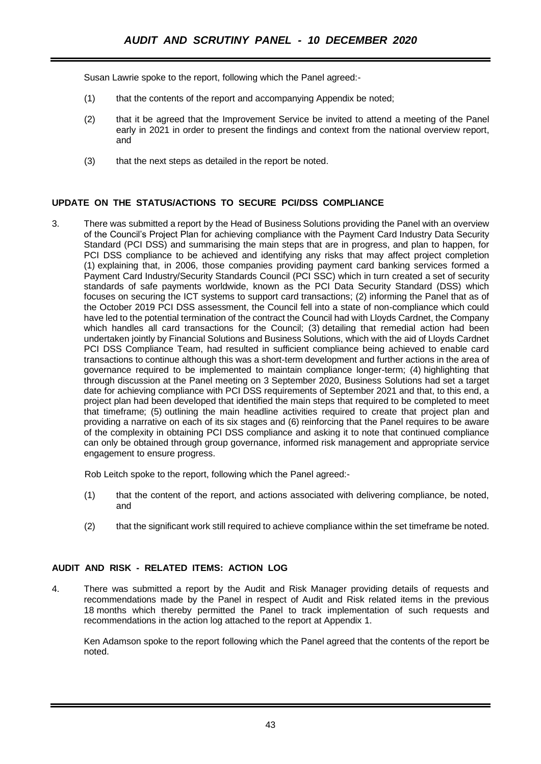Susan Lawrie spoke to the report, following which the Panel agreed:-

(1) that the contents of the report and accompanying Appendix be noted;

(2) that it be agreed that the Improvement Service be invited to attend a meeting of the Panel early in 2021 in order to present the findings and context from the national overview report, and

(3) that the next steps as detailed in the report be noted.

## UPDATE ON THE STATUS/ACTIONS TO SECURE PCI/DSS COMPLIANCE

3. There was submitted a report by the Head of Business Solutions providing the Panel with an overview of the Council's Project Plan for achieving compliance with the Payment Card Industry Data Security Standard (PCI DSS) and summarising the main steps that are in progress, and plan to happen, for PCI DSS compliance to be achieved and identifying any risks that may affect project completion (1) explaining that, in 2006, those companies providing payment card banking services formed a Payment Card Industry/Security Standards Council (PCI SSC) which in turn created a set of security standards of safe payments worldwide, known as the PCI Data Security Standard (DSS) which focuses on securing the ICT systems to support card transactions; (2) informing the Panel that as of the October 2019 PCI DSS assessment, the Council fell into a state of non-compliance which could have led to the potential termination of the contract the Council had with Lloyds Cardnet, the Company which handles all card transactions for the Council; (3) detailing that remedial action had been undertaken jointly by Financial Solutions and Business Solutions, which with the aid of Lloyds Cardnet PCI DSS Compliance Team, had resulted in sufficient compliance being achieved to enable card transactions to continue although this was a short-term development and further actions in the area of governance required to be implemented to maintain compliance longer-term; (4) highlighting that through discussion at the Panel meeting on 3 September 2020, Business Solutions had set a target date for achieving compliance with PCI DSS requirements of September 2021 and that, to this end, a project plan had been developed that identified the main steps that required to be completed to meet that timeframe; (5) outlining the main headline activities required to create that project plan and providing a narrative on each of its six stages and (6) reinforcing that the Panel requires to be aware of the complexity in obtaining PCI DSS compliance and asking it to note that continued compliance can only be obtained through group governance, informed risk management and appropriate service engagement to ensure progress.

Rob Leitch spoke to the report, following which the Panel agreed:-

(1) that the content of the report, and actions associated with delivering compliance, be noted, and

(2) that the significant work still required to achieve compliance within the set timeframe be noted.

## AUDIT AND RISK - RELATED ITEMS: ACTION LOG

4. There was submitted a report by the Audit and Risk Manager providing details of requests and recommendations made by the Panel in respect of Audit and Risk related items in the previous 18 months which thereby permitted the Panel to track implementation of such requests and recommendations in the action log attached to the report at Appendix 1.

Ken Adamson spoke to the report following which the Panel agreed that the contents of the report be noted.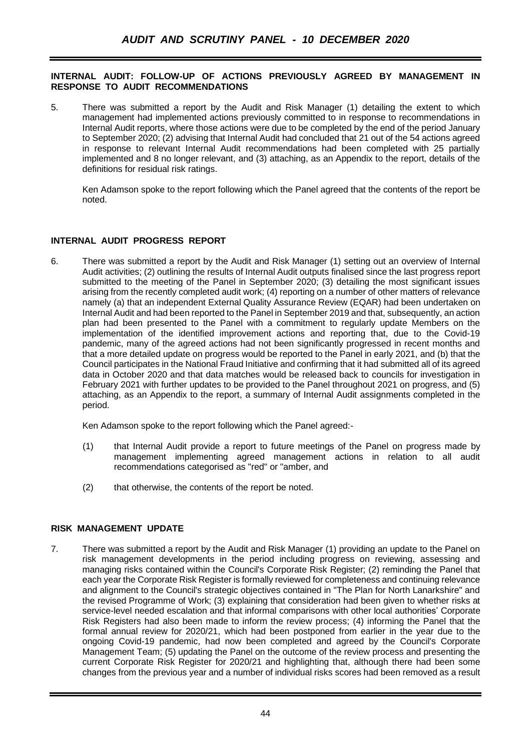**INTERNAL AUDIT: FOLLOW-UP OF ACTIONS PREVIOUSLY AGREED BY MANAGEMENT IN RESPONSE TO AUDIT RECOMMENDATIONS**

5. There was submitted a report by the Audit and Risk Manager (1) detailing the extent to which management had implemented actions previously committed to in response to recommendations in Internal Audit reports, where those actions were due to be completed by the end of the period January to September 2020; (2) advising that Internal Audit had concluded that 21 out of the 54 actions agreed in response to relevant Internal Audit recommendations had been completed with 25 partially implemented and 8 no longer relevant, and (3) attaching, as an Appendix to the report, details of the definitions for residual risk ratings.

   Ken Adamson spoke to the report following which the Panel agreed that the contents of the report be noted.

**INTERNAL AUDIT PROGRESS REPORT**

6. There was submitted a report by the Audit and Risk Manager (1) setting out an overview of Internal Audit activities; (2) outlining the results of Internal Audit outputs finalised since the last progress report submitted to the meeting of the Panel in September 2020; (3) detailing the most significant issues arising from the recently completed audit work; (4) reporting on a number of other matters of relevance namely (a) that an independent External Quality Assurance Review (EQAR) had been undertaken on Internal Audit and had been reported to the Panel in September 2019 and that, subsequently, an action plan had been presented to the Panel with a commitment to regularly update Members on the implementation of the identified improvement actions and reporting that, due to the Covid-19 pandemic, many of the agreed actions had not been significantly progressed in recent months and that a more detailed update on progress would be reported to the Panel in early 2021, and (b) that the Council participates in the National Fraud Initiative and confirming that it had submitted all of its agreed data in October 2020 and that data matches would be released back to councils for investigation in February 2021 with further updates to be provided to the Panel throughout 2021 on progress, and (5) attaching, as an Appendix to the report, a summary of Internal Audit assignments completed in the period.

   Ken Adamson spoke to the report following which the Panel agreed:-

   (1) that Internal Audit provide a report to future meetings of the Panel on progress made by management implementing agreed management actions in relation to all audit recommendations categorised as "red" or "amber, and

   (2) that otherwise, the contents of the report be noted.

**RISK MANAGEMENT UPDATE**

7. There was submitted a report by the Audit and Risk Manager (1) providing an update to the Panel on risk management developments in the period including progress on reviewing, assessing and managing risks contained within the Council's Corporate Risk Register; (2) reminding the Panel that each year the Corporate Risk Register is formally reviewed for completeness and continuing relevance and alignment to the Council's strategic objectives contained in "The Plan for North Lanarkshire" and the revised Programme of Work; (3) explaining that consideration had been given to whether risks at service-level needed escalation and that informal comparisons with other local authorities' Corporate Risk Registers had also been made to inform the review process; (4) informing the Panel that the formal annual review for 2020/21, which had been postponed from earlier in the year due to the ongoing Covid-19 pandemic, had now been completed and agreed by the Council's Corporate Management Team; (5) updating the Panel on the outcome of the review process and presenting the current Corporate Risk Register for 2020/21 and highlighting that, although there had been some changes from the previous year and a number of individual risks scores had been removed as a result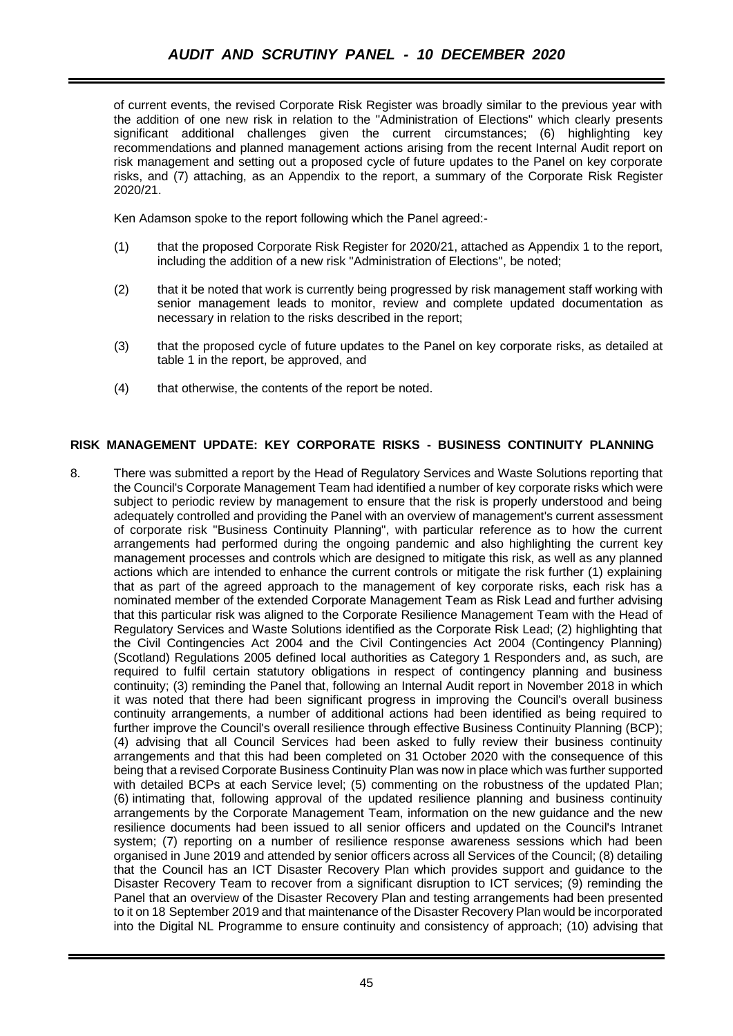of current events, the revised Corporate Risk Register was broadly similar to the previous year with the addition of one new risk in relation to the "Administration of Elections" which clearly presents significant additional challenges given the current circumstances; (6) highlighting key recommendations and planned management actions arising from the recent Internal Audit report on risk management and setting out a proposed cycle of future updates to the Panel on key corporate risks, and (7) attaching, as an Appendix to the report, a summary of the Corporate Risk Register 2020/21.

Ken Adamson spoke to the report following which the Panel agreed:-

(1) that the proposed Corporate Risk Register for 2020/21, attached as Appendix 1 to the report, including the addition of a new risk "Administration of Elections", be noted;

(2) that it be noted that work is currently being progressed by risk management staff working with senior management leads to monitor, review and complete updated documentation as necessary in relation to the risks described in the report;

(3) that the proposed cycle of future updates to the Panel on key corporate risks, as detailed at table 1 in the report, be approved, and

(4) that otherwise, the contents of the report be noted.

**RISK MANAGEMENT UPDATE: KEY CORPORATE RISKS - BUSINESS CONTINUITY PLANNING**

8. There was submitted a report by the Head of Regulatory Services and Waste Solutions reporting that the Council's Corporate Management Team had identified a number of key corporate risks which were subject to periodic review by management to ensure that the risk is properly understood and being adequately controlled and providing the Panel with an overview of management's current assessment of corporate risk "Business Continuity Planning", with particular reference as to how the current arrangements had performed during the ongoing pandemic and also highlighting the current key management processes and controls which are designed to mitigate this risk, as well as any planned actions which are intended to enhance the current controls or mitigate the risk further (1) explaining that as part of the agreed approach to the management of key corporate risks, each risk has a nominated member of the extended Corporate Management Team as Risk Lead and further advising that this particular risk was aligned to the Corporate Resilience Management Team with the Head of Regulatory Services and Waste Solutions identified as the Corporate Risk Lead; (2) highlighting that the Civil Contingencies Act 2004 and the Civil Contingencies Act 2004 (Contingency Planning) (Scotland) Regulations 2005 defined local authorities as Category 1 Responders and, as such, are required to fulfil certain statutory obligations in respect of contingency planning and business continuity; (3) reminding the Panel that, following an Internal Audit report in November 2018 in which it was noted that there had been significant progress in improving the Council's overall business continuity arrangements, a number of additional actions had been identified as being required to further improve the Council's overall resilience through effective Business Continuity Planning (BCP); (4) advising that all Council Services had been asked to fully review their business continuity arrangements and that this had been completed on 31 October 2020 with the consequence of this being that a revised Corporate Business Continuity Plan was now in place which was further supported with detailed BCPs at each Service level; (5) commenting on the robustness of the updated Plan; (6) intimating that, following approval of the updated resilience planning and business continuity arrangements by the Corporate Management Team, information on the new guidance and the new resilience documents had been issued to all senior officers and updated on the Council's Intranet system; (7) reporting on a number of resilience response awareness sessions which had been organised in June 2019 and attended by senior officers across all Services of the Council; (8) detailing that the Council has an ICT Disaster Recovery Plan which provides support and guidance to the Disaster Recovery Team to recover from a significant disruption to ICT services; (9) reminding the Panel that an overview of the Disaster Recovery Plan and testing arrangements had been presented to it on 18 September 2019 and that maintenance of the Disaster Recovery Plan would be incorporated into the Digital NL Programme to ensure continuity and consistency of approach; (10) advising that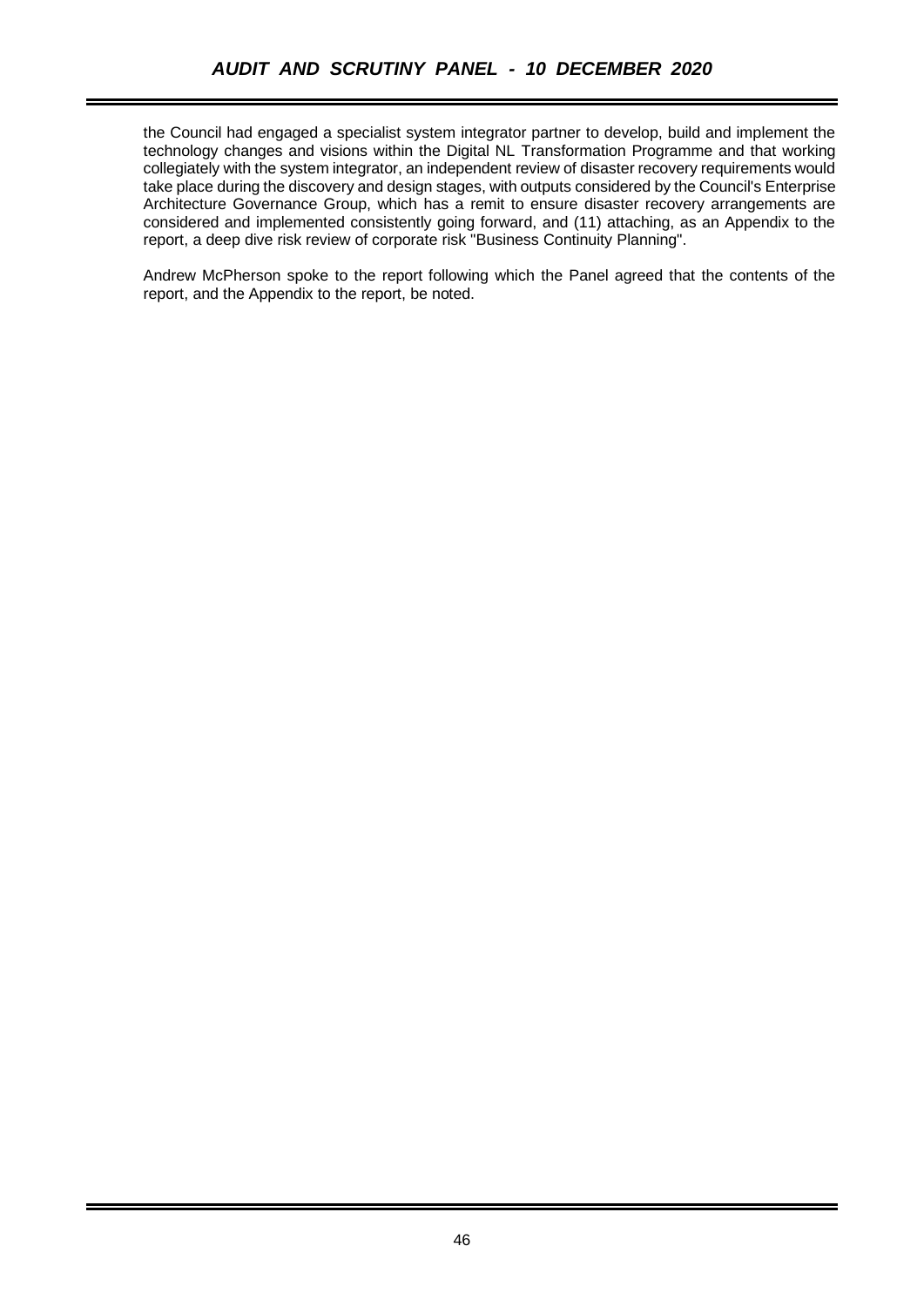the Council had engaged a specialist system integrator partner to develop, build and implement the technology changes and visions within the Digital NL Transformation Programme and that working collegiately with the system integrator, an independent review of disaster recovery requirements would take place during the discovery and design stages, with outputs considered by the Council's Enterprise Architecture Governance Group, which has a remit to ensure disaster recovery arrangements are considered and implemented consistently going forward, and (11) attaching, as an Appendix to the report, a deep dive risk review of corporate risk "Business Continuity Planning".

Andrew McPherson spoke to the report following which the Panel agreed that the contents of the report, and the Appendix to the report, be noted.